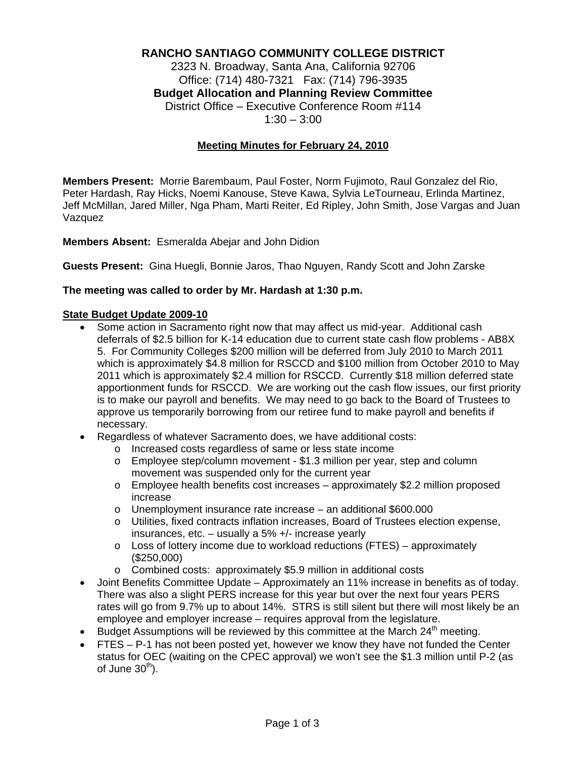# RANCHO SANTIAGO COMMUNITY COLLEGE DISTRICT

2323 N. Broadway, Santa Ana, California 92706
Office: (714) 480-7321   Fax: (714) 796-3935

**Budget Allocation and Planning Review Committee**

District Office – Executive Conference Room #114
1:30 – 3:00

## Meeting Minutes for February 24, 2010

**Members Present:** Morrie Barembaum, Paul Foster, Norm Fujimoto, Raul Gonzalez del Rio, Peter Hardash, Ray Hicks, Noemi Kanouse, Steve Kawa, Sylvia LeTourneau, Erlinda Martinez, Jeff McMillan, Jared Miller, Nga Pham, Marti Reiter, Ed Ripley, John Smith, Jose Vargas and Juan Vazquez

**Members Absent:** Esmeralda Abejar and John Didion

**Guests Present:** Gina Huegli, Bonnie Jaros, Thao Nguyen, Randy Scott and John Zarske

**The meeting was called to order by Mr. Hardash at 1:30 p.m.**

### State Budget Update 2009-10

- Some action in Sacramento right now that may affect us mid-year. Additional cash deferrals of $2.5 billion for K-14 education due to current state cash flow problems - AB8X 5. For Community Colleges $200 million will be deferred from July 2010 to March 2011 which is approximately $4.8 million for RSCCD and $100 million from October 2010 to May 2011 which is approximately $2.4 million for RSCCD. Currently $18 million deferred state apportionment funds for RSCCD. We are working out the cash flow issues, our first priority is to make our payroll and benefits. We may need to go back to the Board of Trustees to approve us temporarily borrowing from our retiree fund to make payroll and benefits if necessary.
- Regardless of whatever Sacramento does, we have additional costs:
  - Increased costs regardless of same or less state income
  - Employee step/column movement - $1.3 million per year, step and column movement was suspended only for the current year
  - Employee health benefits cost increases – approximately $2.2 million proposed increase
  - Unemployment insurance rate increase – an additional $600.000
  - Utilities, fixed contracts inflation increases, Board of Trustees election expense, insurances, etc. – usually a 5% +/- increase yearly
  - Loss of lottery income due to workload reductions (FTES) – approximately ($250,000)
  - Combined costs: approximately $5.9 million in additional costs
- Joint Benefits Committee Update – Approximately an 11% increase in benefits as of today. There was also a slight PERS increase for this year but over the next four years PERS rates will go from 9.7% up to about 14%. STRS is still silent but there will most likely be an employee and employer increase – requires approval from the legislature.
- Budget Assumptions will be reviewed by this committee at the March 24th meeting.
- FTES – P-1 has not been posted yet, however we know they have not funded the Center status for OEC (waiting on the CPEC approval) we won't see the $1.3 million until P-2 (as of June 30th).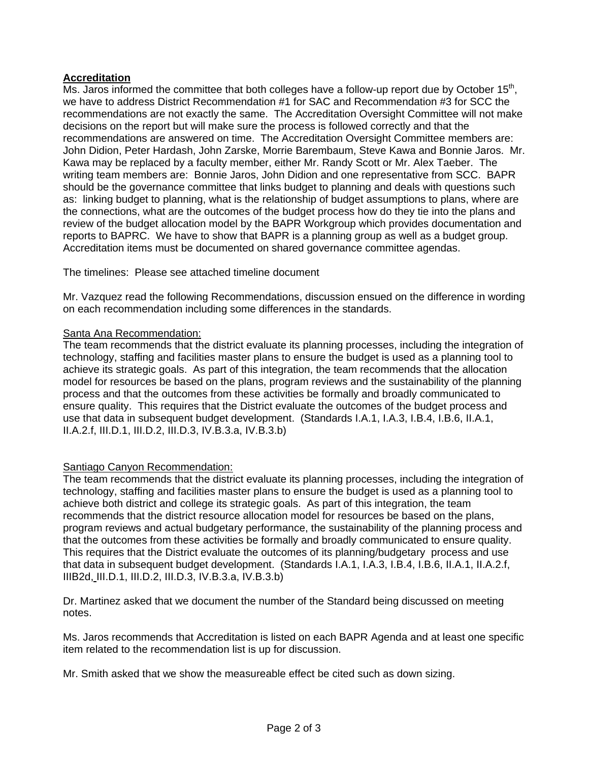**Accreditation**

Ms. Jaros informed the committee that both colleges have a follow-up report due by October 15th, we have to address District Recommendation #1 for SAC and Recommendation #3 for SCC the recommendations are not exactly the same. The Accreditation Oversight Committee will not make decisions on the report but will make sure the process is followed correctly and that the recommendations are answered on time. The Accreditation Oversight Committee members are: John Didion, Peter Hardash, John Zarske, Morrie Barembaum, Steve Kawa and Bonnie Jaros. Mr. Kawa may be replaced by a faculty member, either Mr. Randy Scott or Mr. Alex Taeber. The writing team members are: Bonnie Jaros, John Didion and one representative from SCC. BAPR should be the governance committee that links budget to planning and deals with questions such as: linking budget to planning, what is the relationship of budget assumptions to plans, where are the connections, what are the outcomes of the budget process how do they tie into the plans and review of the budget allocation model by the BAPR Workgroup which provides documentation and reports to BAPRC. We have to show that BAPR is a planning group as well as a budget group. Accreditation items must be documented on shared governance committee agendas.

The timelines: Please see attached timeline document

Mr. Vazquez read the following Recommendations, discussion ensued on the difference in wording on each recommendation including some differences in the standards.

Santa Ana Recommendation:

The team recommends that the district evaluate its planning processes, including the integration of technology, staffing and facilities master plans to ensure the budget is used as a planning tool to achieve its strategic goals. As part of this integration, the team recommends that the allocation model for resources be based on the plans, program reviews and the sustainability of the planning process and that the outcomes from these activities be formally and broadly communicated to ensure quality. This requires that the District evaluate the outcomes of the budget process and use that data in subsequent budget development. (Standards I.A.1, I.A.3, I.B.4, I.B.6, II.A.1, II.A.2.f, III.D.1, III.D.2, III.D.3, IV.B.3.a, IV.B.3.b)

Santiago Canyon Recommendation:

The team recommends that the district evaluate its planning processes, including the integration of technology, staffing and facilities master plans to ensure the budget is used as a planning tool to achieve both district and college its strategic goals. As part of this integration, the team recommends that the district resource allocation model for resources be based on the plans, program reviews and actual budgetary performance, the sustainability of the planning process and that the outcomes from these activities be formally and broadly communicated to ensure quality. This requires that the District evaluate the outcomes of its planning/budgetary process and use that data in subsequent budget development. (Standards I.A.1, I.A.3, I.B.4, I.B.6, II.A.1, II.A.2.f, IIIB2d, III.D.1, III.D.2, III.D.3, IV.B.3.a, IV.B.3.b)

Dr. Martinez asked that we document the number of the Standard being discussed on meeting notes.

Ms. Jaros recommends that Accreditation is listed on each BAPR Agenda and at least one specific item related to the recommendation list is up for discussion.

Mr. Smith asked that we show the measureable effect be cited such as down sizing.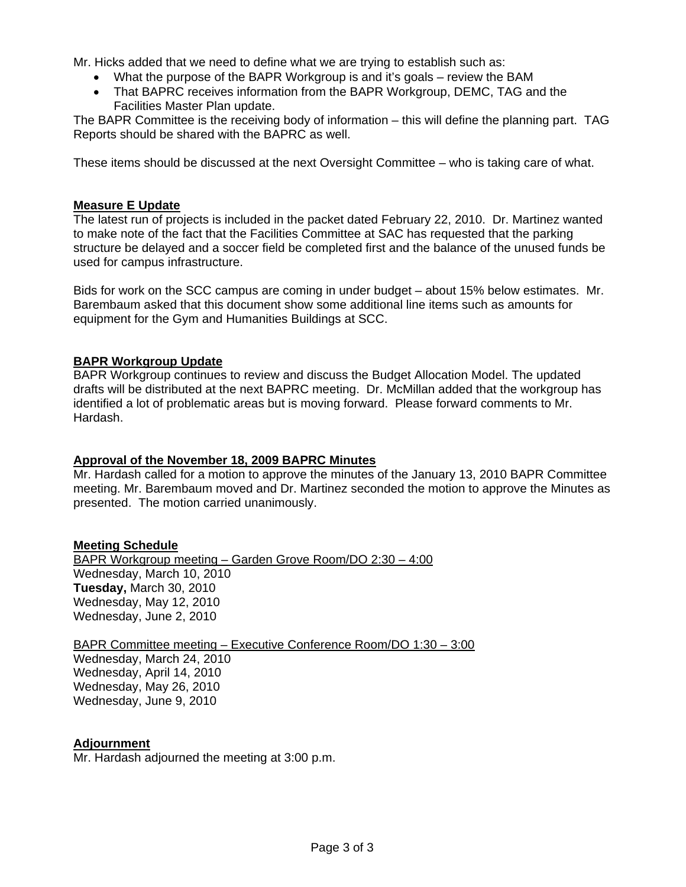Mr. Hicks added that we need to define what we are trying to establish such as:

- What the purpose of the BAPR Workgroup is and it's goals – review the BAM
- That BAPRC receives information from the BAPR Workgroup, DEMC, TAG and the Facilities Master Plan update.

The BAPR Committee is the receiving body of information – this will define the planning part. TAG Reports should be shared with the BAPRC as well.

These items should be discussed at the next Oversight Committee – who is taking care of what.

**Measure E Update**

The latest run of projects is included in the packet dated February 22, 2010. Dr. Martinez wanted to make note of the fact that the Facilities Committee at SAC has requested that the parking structure be delayed and a soccer field be completed first and the balance of the unused funds be used for campus infrastructure.

Bids for work on the SCC campus are coming in under budget – about 15% below estimates. Mr. Barembaum asked that this document show some additional line items such as amounts for equipment for the Gym and Humanities Buildings at SCC.

**BAPR Workgroup Update**

BAPR Workgroup continues to review and discuss the Budget Allocation Model. The updated drafts will be distributed at the next BAPRC meeting. Dr. McMillan added that the workgroup has identified a lot of problematic areas but is moving forward. Please forward comments to Mr. Hardash.

**Approval of the November 18, 2009 BAPRC Minutes**

Mr. Hardash called for a motion to approve the minutes of the January 13, 2010 BAPR Committee meeting. Mr. Barembaum moved and Dr. Martinez seconded the motion to approve the Minutes as presented. The motion carried unanimously.

**Meeting Schedule**

BAPR Workgroup meeting – Garden Grove Room/DO 2:30 – 4:00
Wednesday, March 10, 2010
**Tuesday,** March 30, 2010
Wednesday, May 12, 2010
Wednesday, June 2, 2010

BAPR Committee meeting – Executive Conference Room/DO 1:30 – 3:00
Wednesday, March 24, 2010
Wednesday, April 14, 2010
Wednesday, May 26, 2010
Wednesday, June 9, 2010

**Adjournment**

Mr. Hardash adjourned the meeting at 3:00 p.m.